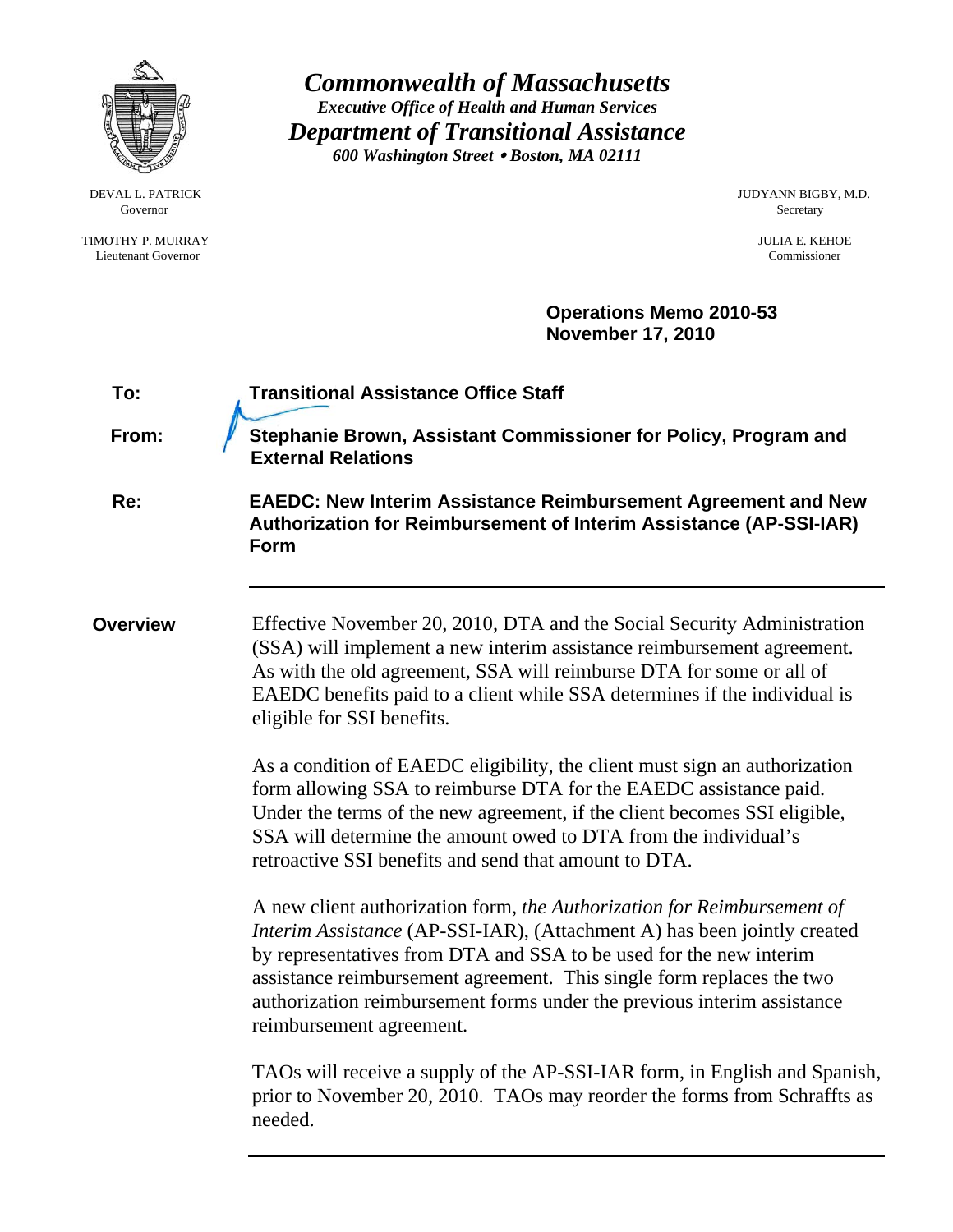# *Commonwealth of Massachusetts*

***Executive Office of Health and Human Services***

## *Department of Transitional Assistance*

***600 Washington Street • Boston, MA 02111***

DEVAL L. PATRICK
Governor

TIMOTHY P. MURRAY
Lieutenant Governor

JUDYANN BIGBY, M.D.
Secretary

JULIA E. KEHOE
Commissioner

**Operations Memo 2010-53**
**November 17, 2010**

**To:** **Transitional Assistance Office Staff**

**From:** **Stephanie Brown, Assistant Commissioner for Policy, Program and External Relations**

**Re:** **EAEDC: New Interim Assistance Reimbursement Agreement and New Authorization for Reimbursement of Interim Assistance (AP-SSI-IAR) Form**

---

**Overview**

Effective November 20, 2010, DTA and the Social Security Administration (SSA) will implement a new interim assistance reimbursement agreement. As with the old agreement, SSA will reimburse DTA for some or all of EAEDC benefits paid to a client while SSA determines if the individual is eligible for SSI benefits.

As a condition of EAEDC eligibility, the client must sign an authorization form allowing SSA to reimburse DTA for the EAEDC assistance paid. Under the terms of the new agreement, if the client becomes SSI eligible, SSA will determine the amount owed to DTA from the individual's retroactive SSI benefits and send that amount to DTA.

A new client authorization form, *the Authorization for Reimbursement of Interim Assistance* (AP-SSI-IAR), (Attachment A) has been jointly created by representatives from DTA and SSA to be used for the new interim assistance reimbursement agreement. This single form replaces the two authorization reimbursement forms under the previous interim assistance reimbursement agreement.

TAOs will receive a supply of the AP-SSI-IAR form, in English and Spanish, prior to November 20, 2010. TAOs may reorder the forms from Schraffts as needed.

---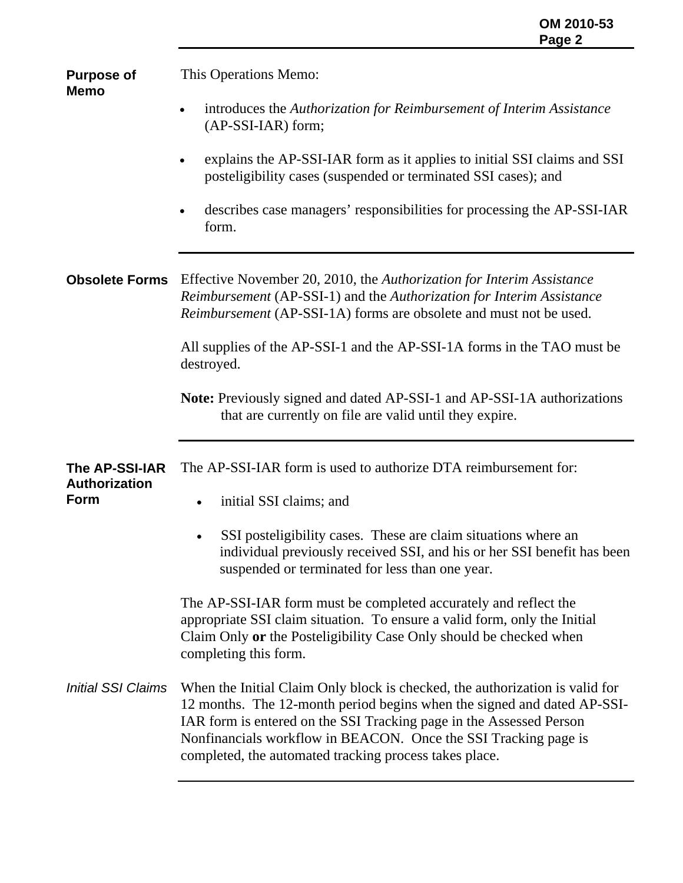## Purpose of Memo

This Operations Memo:

- introduces the *Authorization for Reimbursement of Interim Assistance* (AP-SSI-IAR) form;
- explains the AP-SSI-IAR form as it applies to initial SSI claims and SSI posteligibility cases (suspended or terminated SSI cases); and
- describes case managers' responsibilities for processing the AP-SSI-IAR form.

## Obsolete Forms

Effective November 20, 2010, the *Authorization for Interim Assistance Reimbursement* (AP-SSI-1) and the *Authorization for Interim Assistance Reimbursement* (AP-SSI-1A) forms are obsolete and must not be used.

All supplies of the AP-SSI-1 and the AP-SSI-1A forms in the TAO must be destroyed.

**Note:** Previously signed and dated AP-SSI-1 and AP-SSI-1A authorizations that are currently on file are valid until they expire.

## The AP-SSI-IAR Authorization Form

The AP-SSI-IAR form is used to authorize DTA reimbursement for:

- initial SSI claims; and
- SSI posteligibility cases. These are claim situations where an individual previously received SSI, and his or her SSI benefit has been suspended or terminated for less than one year.

The AP-SSI-IAR form must be completed accurately and reflect the appropriate SSI claim situation. To ensure a valid form, only the Initial Claim Only **or** the Posteligibility Case Only should be checked when completing this form.

### *Initial SSI Claims*

When the Initial Claim Only block is checked, the authorization is valid for 12 months. The 12-month period begins when the signed and dated AP-SSI-IAR form is entered on the SSI Tracking page in the Assessed Person Nonfinancials workflow in BEACON. Once the SSI Tracking page is completed, the automated tracking process takes place.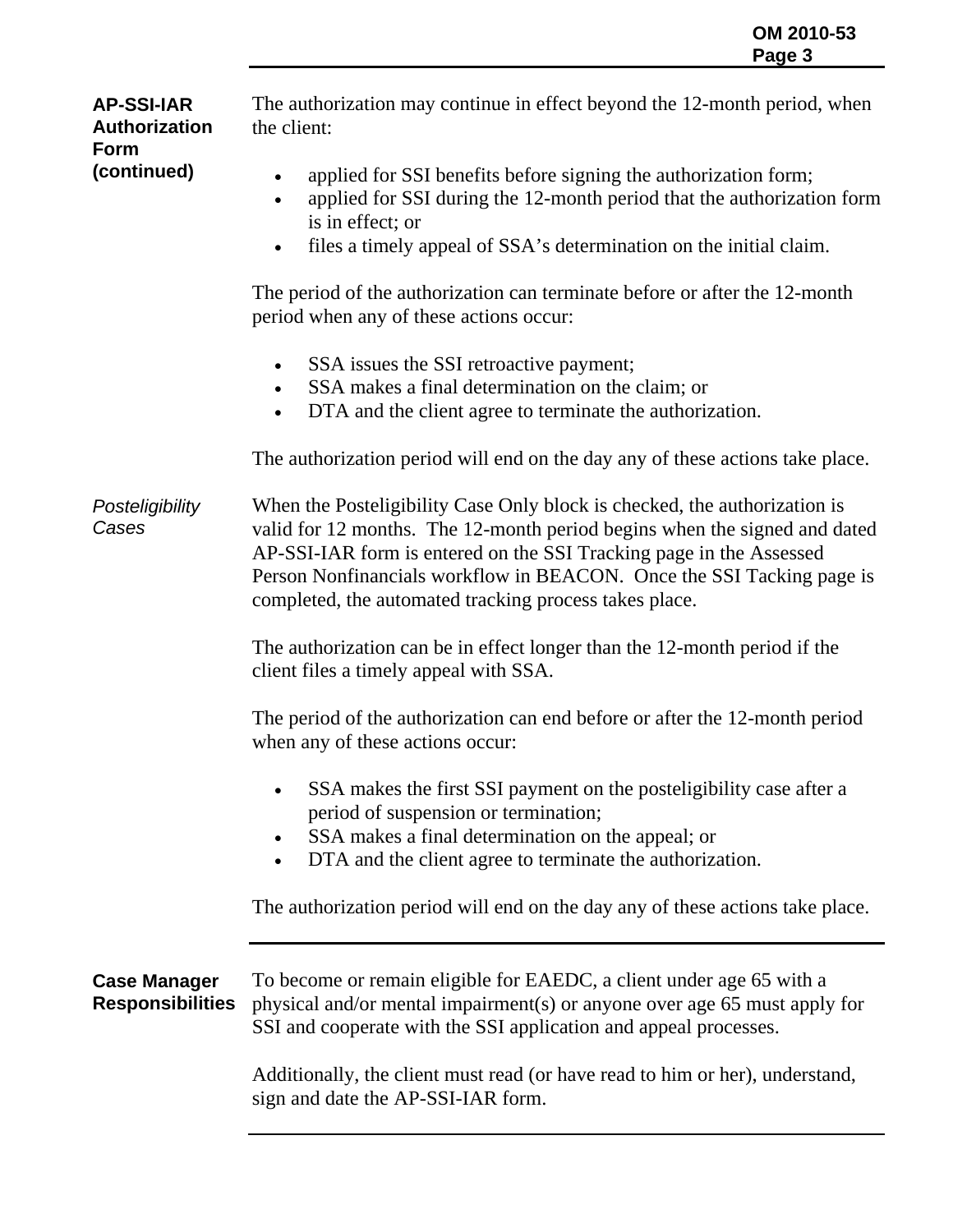## AP-SSI-IAR Authorization Form (continued)

The authorization may continue in effect beyond the 12-month period, when the client:

- applied for SSI benefits before signing the authorization form;
- applied for SSI during the 12-month period that the authorization form is in effect; or
- files a timely appeal of SSA's determination on the initial claim.

The period of the authorization can terminate before or after the 12-month period when any of these actions occur:

- SSA issues the SSI retroactive payment;
- SSA makes a final determination on the claim; or
- DTA and the client agree to terminate the authorization.

The authorization period will end on the day any of these actions take place.

### *Posteligibility Cases*

When the Posteligibility Case Only block is checked, the authorization is valid for 12 months. The 12-month period begins when the signed and dated AP-SSI-IAR form is entered on the SSI Tracking page in the Assessed Person Nonfinancials workflow in BEACON. Once the SSI Tacking page is completed, the automated tracking process takes place.

The authorization can be in effect longer than the 12-month period if the client files a timely appeal with SSA.

The period of the authorization can end before or after the 12-month period when any of these actions occur:

- SSA makes the first SSI payment on the posteligibility case after a period of suspension or termination;
- SSA makes a final determination on the appeal; or
- DTA and the client agree to terminate the authorization.

The authorization period will end on the day any of these actions take place.

## Case Manager Responsibilities

To become or remain eligible for EAEDC, a client under age 65 with a physical and/or mental impairment(s) or anyone over age 65 must apply for SSI and cooperate with the SSI application and appeal processes.

Additionally, the client must read (or have read to him or her), understand, sign and date the AP-SSI-IAR form.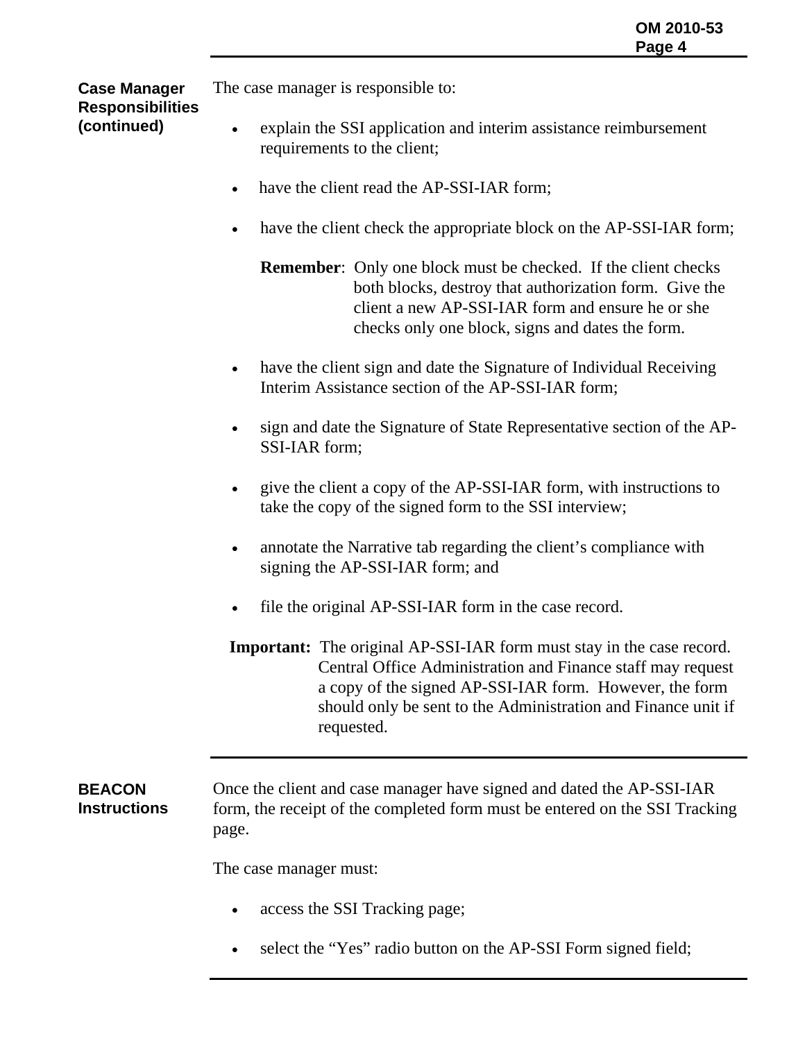### Case Manager Responsibilities (continued)

The case manager is responsible to:

- explain the SSI application and interim assistance reimbursement requirements to the client;
- have the client read the AP-SSI-IAR form;
- have the client check the appropriate block on the AP-SSI-IAR form;

  **Remember**: Only one block must be checked. If the client checks both blocks, destroy that authorization form. Give the client a new AP-SSI-IAR form and ensure he or she checks only one block, signs and dates the form.

- have the client sign and date the Signature of Individual Receiving Interim Assistance section of the AP-SSI-IAR form;
- sign and date the Signature of State Representative section of the AP-SSI-IAR form;
- give the client a copy of the AP-SSI-IAR form, with instructions to take the copy of the signed form to the SSI interview;
- annotate the Narrative tab regarding the client's compliance with signing the AP-SSI-IAR form; and
- file the original AP-SSI-IAR form in the case record.

**Important:** The original AP-SSI-IAR form must stay in the case record. Central Office Administration and Finance staff may request a copy of the signed AP-SSI-IAR form. However, the form should only be sent to the Administration and Finance unit if requested.

### BEACON Instructions

Once the client and case manager have signed and dated the AP-SSI-IAR form, the receipt of the completed form must be entered on the SSI Tracking page.

The case manager must:

- access the SSI Tracking page;
- select the "Yes" radio button on the AP-SSI Form signed field;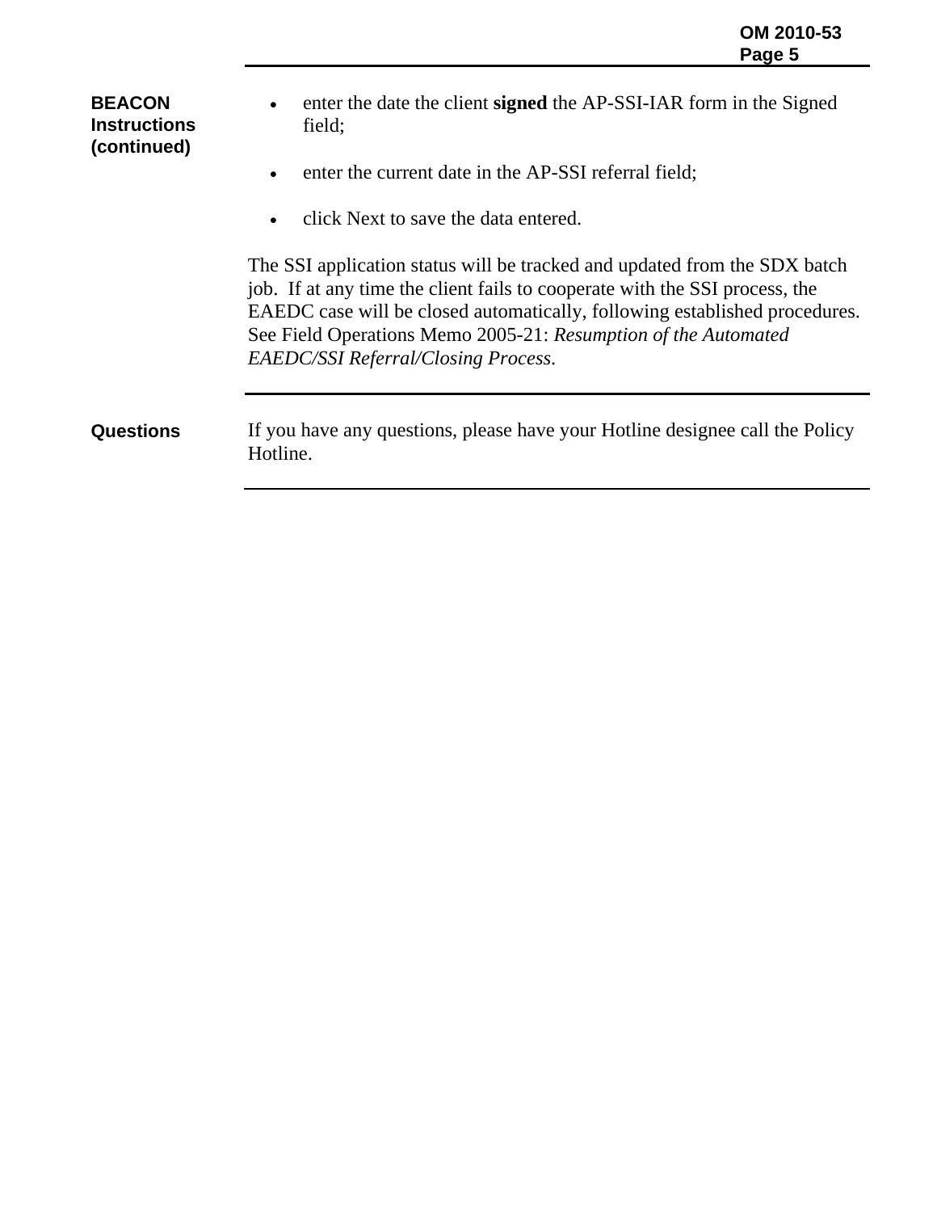**BEACON Instructions (continued)**

- enter the date the client **signed** the AP-SSI-IAR form in the Signed field;
- enter the current date in the AP-SSI referral field;
- click Next to save the data entered.

The SSI application status will be tracked and updated from the SDX batch job. If at any time the client fails to cooperate with the SSI process, the EAEDC case will be closed automatically, following established procedures. See Field Operations Memo 2005-21: *Resumption of the Automated EAEDC/SSI Referral/Closing Process*.

---

**Questions**

If you have any questions, please have your Hotline designee call the Policy Hotline.

---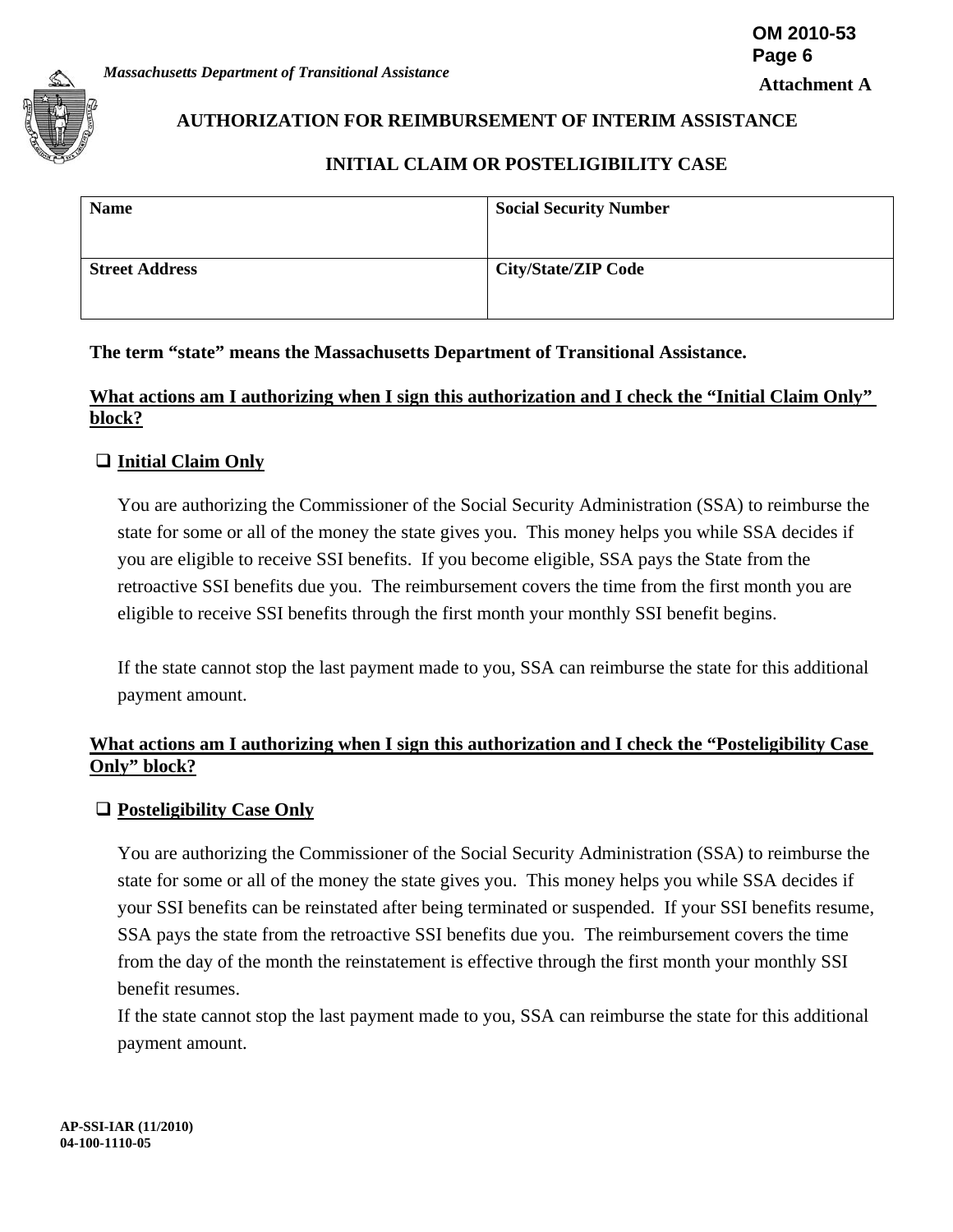*Massachusetts Department of Transitional Assistance*

OM 2010-53
Page 6

**Attachment A**

## AUTHORIZATION FOR REIMBURSEMENT OF INTERIM ASSISTANCE

## INITIAL CLAIM OR POSTELIGIBILITY CASE

| Name | Social Security Number |
|---|---|
| **Street Address** | **City/State/ZIP Code** |

**The term "state" means the Massachusetts Department of Transitional Assistance.**

**What actions am I authorizing when I sign this authorization and I check the "Initial Claim Only" block?**

❑ **Initial Claim Only**

You are authorizing the Commissioner of the Social Security Administration (SSA) to reimburse the state for some or all of the money the state gives you. This money helps you while SSA decides if you are eligible to receive SSI benefits. If you become eligible, SSA pays the State from the retroactive SSI benefits due you. The reimbursement covers the time from the first month you are eligible to receive SSI benefits through the first month your monthly SSI benefit begins.

If the state cannot stop the last payment made to you, SSA can reimburse the state for this additional payment amount.

**What actions am I authorizing when I sign this authorization and I check the "Posteligibility Case Only" block?**

❑ **Posteligibility Case Only**

You are authorizing the Commissioner of the Social Security Administration (SSA) to reimburse the state for some or all of the money the state gives you. This money helps you while SSA decides if your SSI benefits can be reinstated after being terminated or suspended. If your SSI benefits resume, SSA pays the state from the retroactive SSI benefits due you. The reimbursement covers the time from the day of the month the reinstatement is effective through the first month your monthly SSI benefit resumes.

If the state cannot stop the last payment made to you, SSA can reimburse the state for this additional payment amount.

**AP-SSI-IAR (11/2010)**
**04-100-1110-05**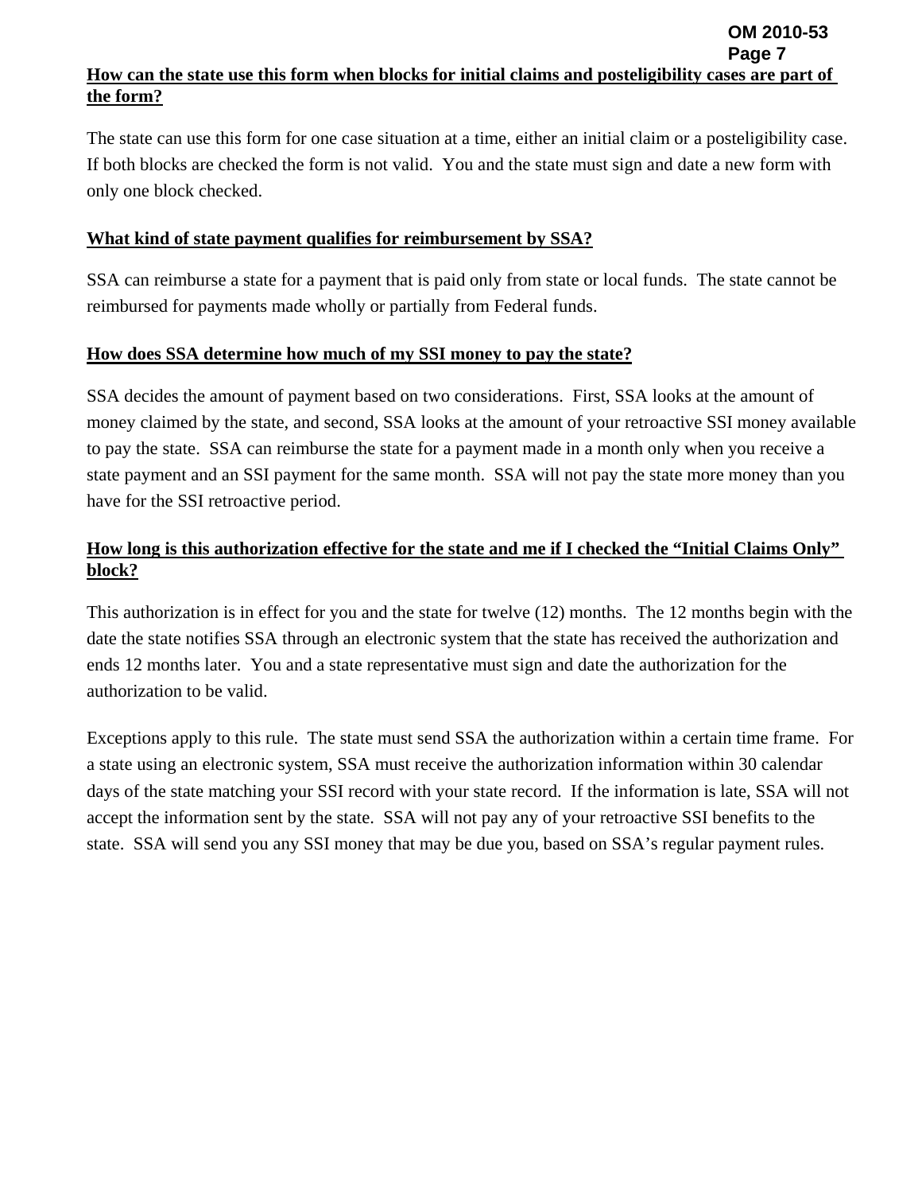**How can the state use this form when blocks for initial claims and posteligibility cases are part of the form?**

The state can use this form for one case situation at a time, either an initial claim or a posteligibility case. If both blocks are checked the form is not valid. You and the state must sign and date a new form with only one block checked.

**What kind of state payment qualifies for reimbursement by SSA?**

SSA can reimburse a state for a payment that is paid only from state or local funds. The state cannot be reimbursed for payments made wholly or partially from Federal funds.

**How does SSA determine how much of my SSI money to pay the state?**

SSA decides the amount of payment based on two considerations. First, SSA looks at the amount of money claimed by the state, and second, SSA looks at the amount of your retroactive SSI money available to pay the state. SSA can reimburse the state for a payment made in a month only when you receive a state payment and an SSI payment for the same month. SSA will not pay the state more money than you have for the SSI retroactive period.

**How long is this authorization effective for the state and me if I checked the "Initial Claims Only" block?**

This authorization is in effect for you and the state for twelve (12) months. The 12 months begin with the date the state notifies SSA through an electronic system that the state has received the authorization and ends 12 months later. You and a state representative must sign and date the authorization for the authorization to be valid.

Exceptions apply to this rule. The state must send SSA the authorization within a certain time frame. For a state using an electronic system, SSA must receive the authorization information within 30 calendar days of the state matching your SSI record with your state record. If the information is late, SSA will not accept the information sent by the state. SSA will not pay any of your retroactive SSI benefits to the state. SSA will send you any SSI money that may be due you, based on SSA's regular payment rules.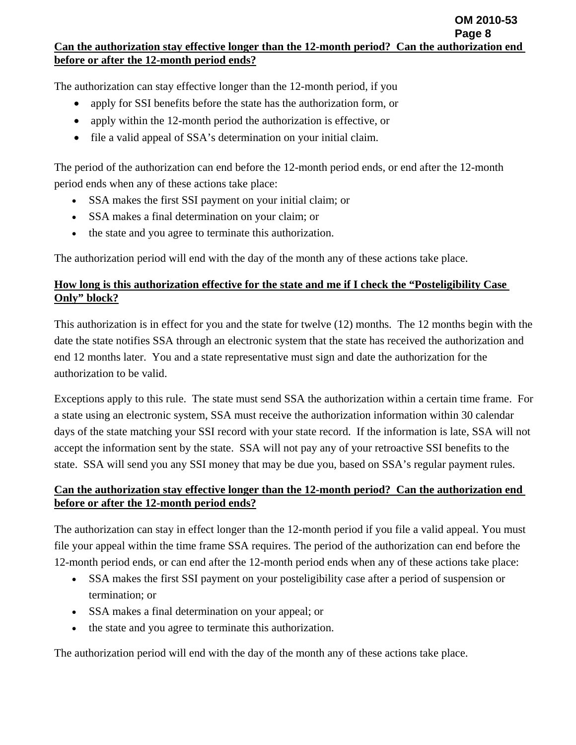**Can the authorization stay effective longer than the 12-month period? Can the authorization end before or after the 12-month period ends?**

The authorization can stay effective longer than the 12-month period, if you

- apply for SSI benefits before the state has the authorization form, or
- apply within the 12-month period the authorization is effective, or
- file a valid appeal of SSA's determination on your initial claim.

The period of the authorization can end before the 12-month period ends, or end after the 12-month period ends when any of these actions take place:

- SSA makes the first SSI payment on your initial claim; or
- SSA makes a final determination on your claim; or
- the state and you agree to terminate this authorization.

The authorization period will end with the day of the month any of these actions take place.

**How long is this authorization effective for the state and me if I check the "Posteligibility Case Only" block?**

This authorization is in effect for you and the state for twelve (12) months. The 12 months begin with the date the state notifies SSA through an electronic system that the state has received the authorization and end 12 months later. You and a state representative must sign and date the authorization for the authorization to be valid.

Exceptions apply to this rule. The state must send SSA the authorization within a certain time frame. For a state using an electronic system, SSA must receive the authorization information within 30 calendar days of the state matching your SSI record with your state record. If the information is late, SSA will not accept the information sent by the state. SSA will not pay any of your retroactive SSI benefits to the state. SSA will send you any SSI money that may be due you, based on SSA's regular payment rules.

**Can the authorization stay effective longer than the 12-month period? Can the authorization end before or after the 12-month period ends?**

The authorization can stay in effect longer than the 12-month period if you file a valid appeal. You must file your appeal within the time frame SSA requires. The period of the authorization can end before the 12-month period ends, or can end after the 12-month period ends when any of these actions take place:

- SSA makes the first SSI payment on your posteligibility case after a period of suspension or termination; or
- SSA makes a final determination on your appeal; or
- the state and you agree to terminate this authorization.

The authorization period will end with the day of the month any of these actions take place.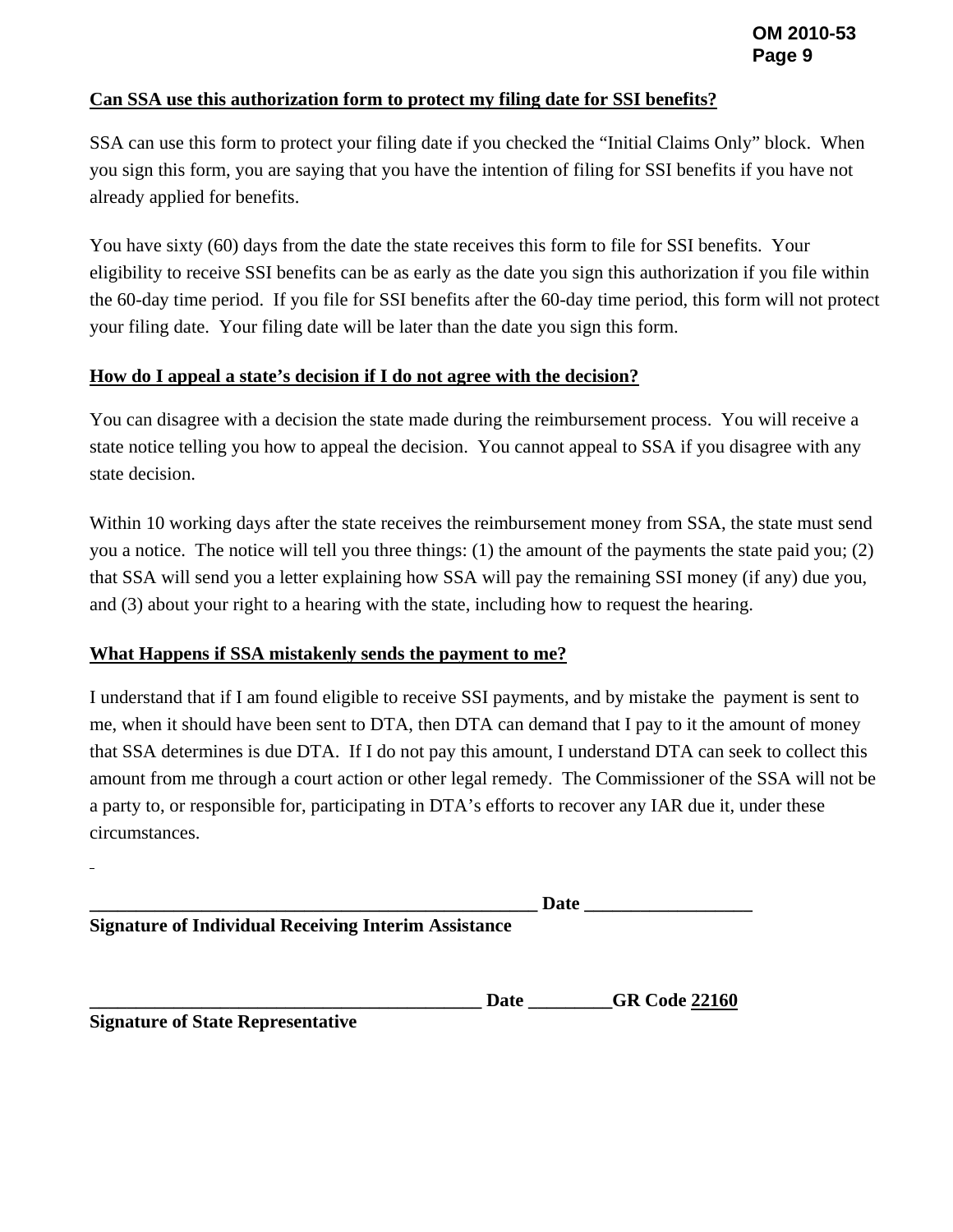**Can SSA use this authorization form to protect my filing date for SSI benefits?**

SSA can use this form to protect your filing date if you checked the "Initial Claims Only" block. When you sign this form, you are saying that you have the intention of filing for SSI benefits if you have not already applied for benefits.

You have sixty (60) days from the date the state receives this form to file for SSI benefits. Your eligibility to receive SSI benefits can be as early as the date you sign this authorization if you file within the 60-day time period. If you file for SSI benefits after the 60-day time period, this form will not protect your filing date. Your filing date will be later than the date you sign this form.

**How do I appeal a state's decision if I do not agree with the decision?**

You can disagree with a decision the state made during the reimbursement process. You will receive a state notice telling you how to appeal the decision. You cannot appeal to SSA if you disagree with any state decision.

Within 10 working days after the state receives the reimbursement money from SSA, the state must send you a notice. The notice will tell you three things: (1) the amount of the payments the state paid you; (2) that SSA will send you a letter explaining how SSA will pay the remaining SSI money (if any) due you, and (3) about your right to a hearing with the state, including how to request the hearing.

**What Happens if SSA mistakenly sends the payment to me?**

I understand that if I am found eligible to receive SSI payments, and by mistake the payment is sent to me, when it should have been sent to DTA, then DTA can demand that I pay to it the amount of money that SSA determines is due DTA. If I do not pay this amount, I understand DTA can seek to collect this amount from me through a court action or other legal remedy. The Commissioner of the SSA will not be a party to, or responsible for, participating in DTA's efforts to recover any IAR due it, under these circumstances.

**__________________________________________________ Date __________________**
**Signature of Individual Receiving Interim Assistance**

**____________________________________________ Date _________GR Code 22160**
**Signature of State Representative**